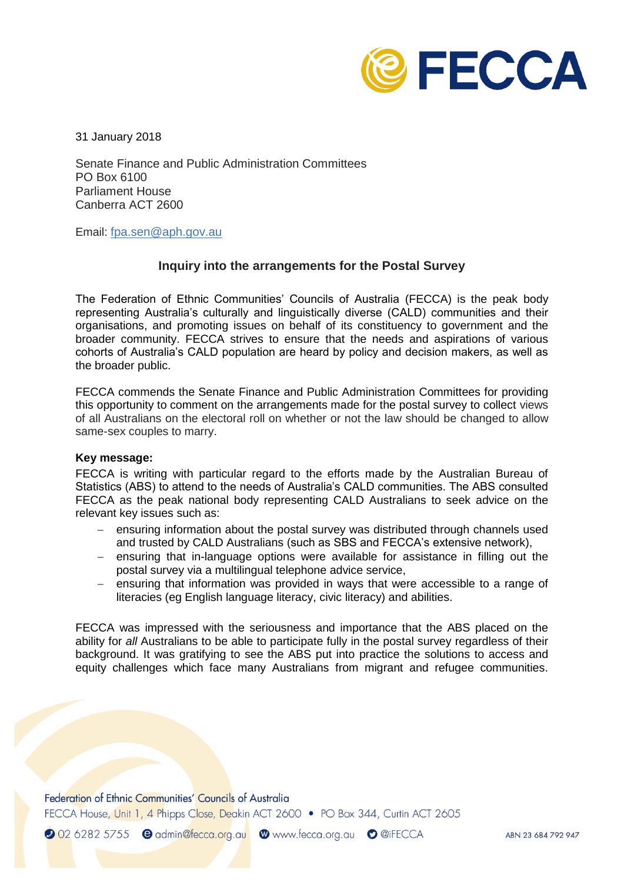31 January 2018

Senate Finance and Public Administration Committees
PO Box 6100
Parliament House
Canberra ACT 2600

Email: fpa.sen@aph.gov.au

### Inquiry into the arrangements for the Postal Survey

The Federation of Ethnic Communities' Councils of Australia (FECCA) is the peak body representing Australia's culturally and linguistically diverse (CALD) communities and their organisations, and promoting issues on behalf of its constituency to government and the broader community. FECCA strives to ensure that the needs and aspirations of various cohorts of Australia's CALD population are heard by policy and decision makers, as well as the broader public.

FECCA commends the Senate Finance and Public Administration Committees for providing this opportunity to comment on the arrangements made for the postal survey to collect views of all Australians on the electoral roll on whether or not the law should be changed to allow same-sex couples to marry.

**Key message:**

FECCA is writing with particular regard to the efforts made by the Australian Bureau of Statistics (ABS) to attend to the needs of Australia's CALD communities. The ABS consulted FECCA as the peak national body representing CALD Australians to seek advice on the relevant key issues such as:

- ensuring information about the postal survey was distributed through channels used and trusted by CALD Australians (such as SBS and FECCA's extensive network),
- ensuring that in-language options were available for assistance in filling out the postal survey via a multilingual telephone advice service,
- ensuring that information was provided in ways that were accessible to a range of literacies (eg English language literacy, civic literacy) and abilities.

FECCA was impressed with the seriousness and importance that the ABS placed on the ability for *all* Australians to be able to participate fully in the postal survey regardless of their background. It was gratifying to see the ABS put into practice the solutions to access and equity challenges which face many Australians from migrant and refugee communities.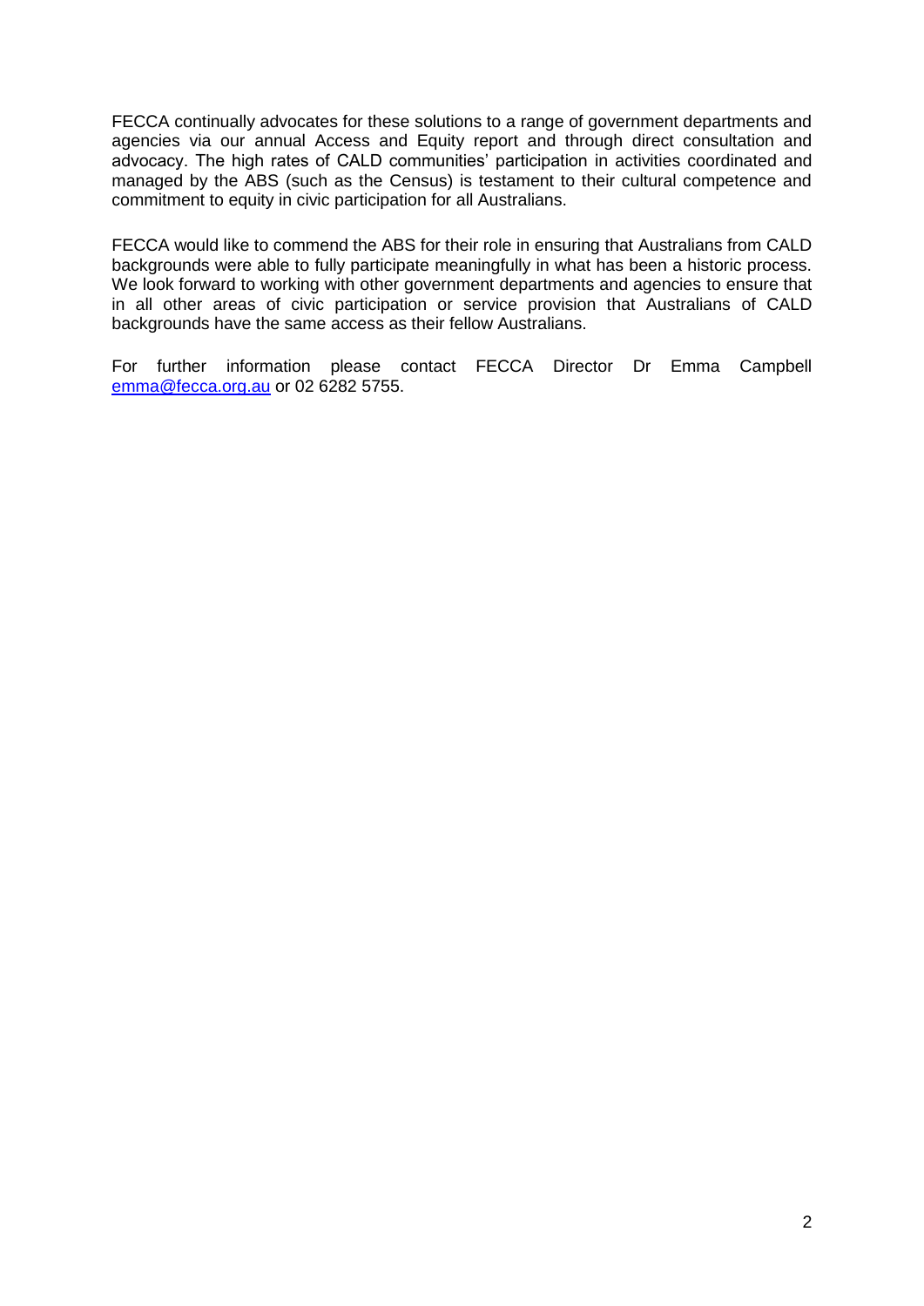FECCA continually advocates for these solutions to a range of government departments and agencies via our annual Access and Equity report and through direct consultation and advocacy. The high rates of CALD communities' participation in activities coordinated and managed by the ABS (such as the Census) is testament to their cultural competence and commitment to equity in civic participation for all Australians.

FECCA would like to commend the ABS for their role in ensuring that Australians from CALD backgrounds were able to fully participate meaningfully in what has been a historic process. We look forward to working with other government departments and agencies to ensure that in all other areas of civic participation or service provision that Australians of CALD backgrounds have the same access as their fellow Australians.

For further information please contact FECCA Director Dr Emma Campbell emma@fecca.org.au or 02 6282 5755.